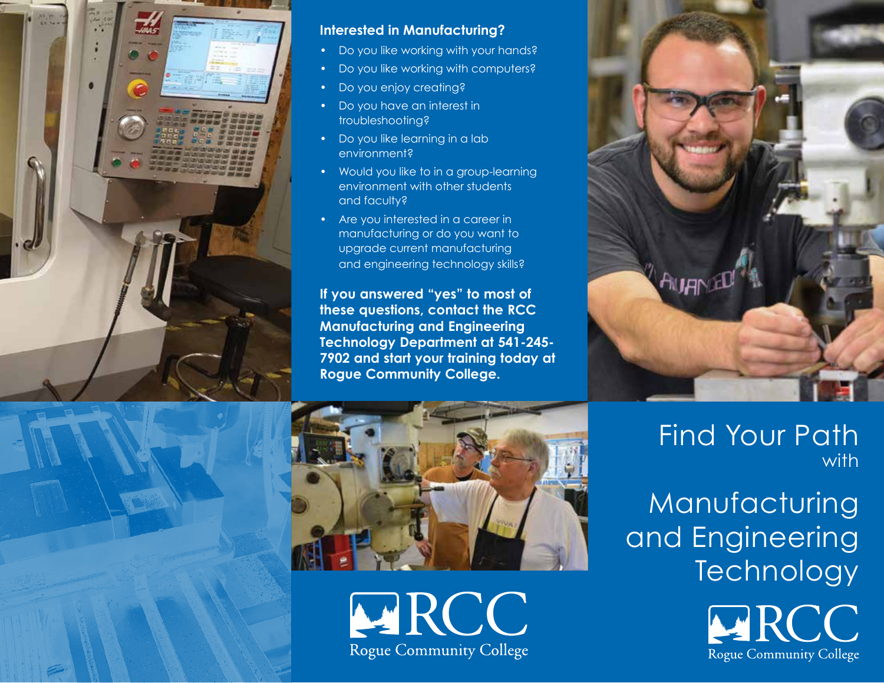## Interested in Manufacturing?

- Do you like working with your hands?
- Do you like working with computers?
- Do you enjoy creating?
- Do you have an interest in troubleshooting?
- Do you like learning in a lab environment?
- Would you like to in a group-learning environment with other students and faculty?
- Are you interested in a career in manufacturing or do you want to upgrade current manufacturing and engineering technology skills?

**If you answered "yes" to most of these questions, contact the RCC Manufacturing and Engineering Technology Department at 541-245-7902 and start your training today at Rogue Community College.**

RCC
Rogue Community College

# Find Your Path with Manufacturing and Engineering Technology

RCC
Rogue Community College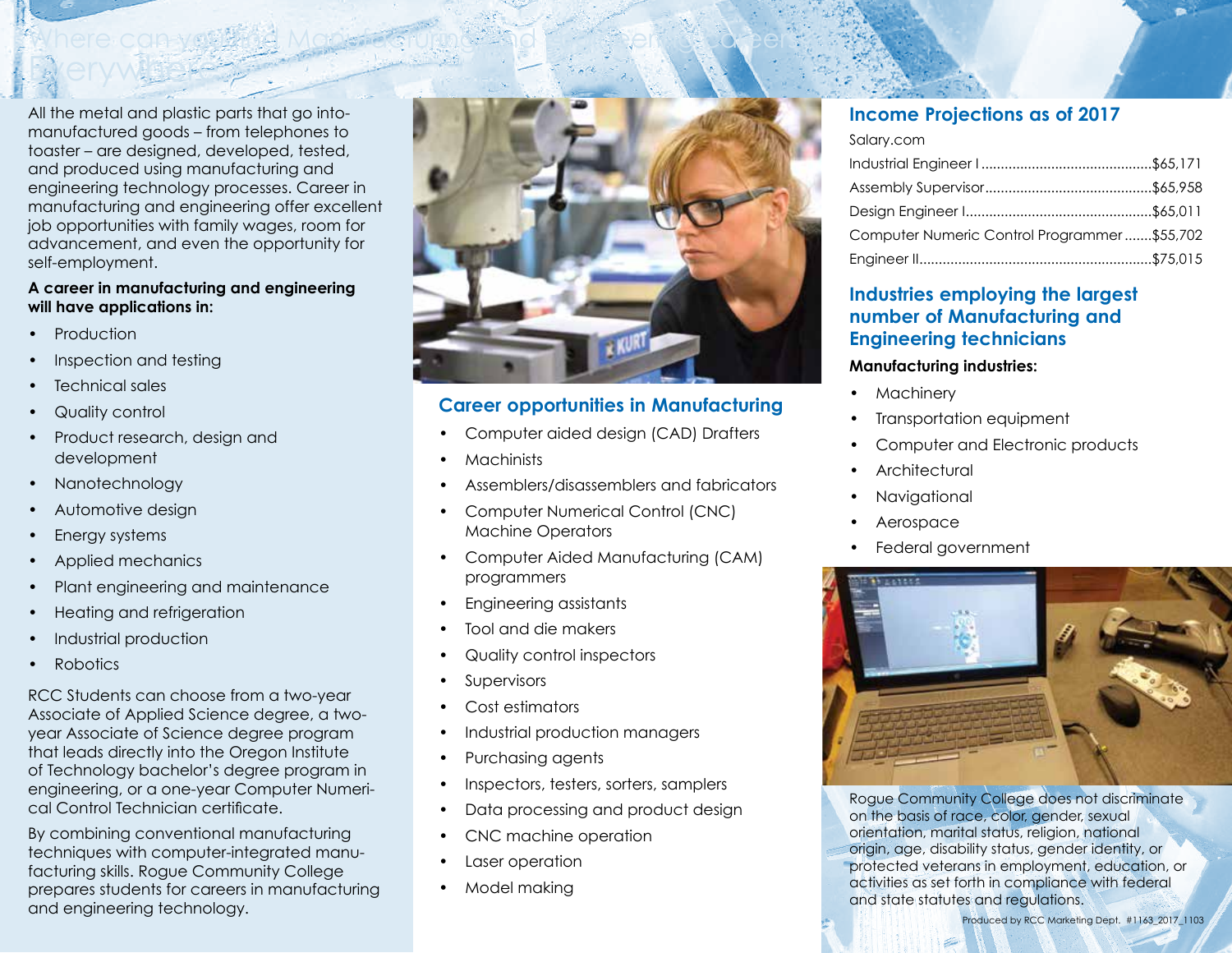# Where can you find Manufacturing and Engineering careers? Everywhere!

All the metal and plastic parts that go into manufactured goods – from telephones to toaster – are designed, developed, tested, and produced using manufacturing and engineering technology processes. Career in manufacturing and engineering offer excellent job opportunities with family wages, room for advancement, and even the opportunity for self-employment.

**A career in manufacturing and engineering will have applications in:**

- Production
- Inspection and testing
- Technical sales
- Quality control
- Product research, design and development
- Nanotechnology
- Automotive design
- Energy systems
- Applied mechanics
- Plant engineering and maintenance
- Heating and refrigeration
- Industrial production
- Robotics

RCC Students can choose from a two-year Associate of Applied Science degree, a two-year Associate of Science degree program that leads directly into the Oregon Institute of Technology bachelor's degree program in engineering, or a one-year Computer Numerical Control Technician certificate.

By combining conventional manufacturing techniques with computer-integrated manufacturing skills. Rogue Community College prepares students for careers in manufacturing and engineering technology.

## Career opportunities in Manufacturing

- Computer aided design (CAD) Drafters
- Machinists
- Assemblers/disassemblers and fabricators
- Computer Numerical Control (CNC) Machine Operators
- Computer Aided Manufacturing (CAM) programmers
- Engineering assistants
- Tool and die makers
- Quality control inspectors
- Supervisors
- Cost estimators
- Industrial production managers
- Purchasing agents
- Inspectors, testers, sorters, samplers
- Data processing and product design
- CNC machine operation
- Laser operation
- Model making

## Income Projections as of 2017

Salary.com

| | |
|---|---|
| Industrial Engineer I | $65,171 |
| Assembly Supervisor | $65,958 |
| Design Engineer I | $65,011 |
| Computer Numeric Control Programmer | $55,702 |
| Engineer II | $75,015 |

## Industries employing the largest number of Manufacturing and Engineering technicians

**Manufacturing industries:**

- Machinery
- Transportation equipment
- Computer and Electronic products
- Architectural
- Navigational
- Aerospace
- Federal government

Rogue Community College does not discriminate on the basis of race, color, gender, sexual orientation, marital status, religion, national origin, age, disability status, gender identity, or protected veterans in employment, education, or activities as set forth in compliance with federal and state statutes and regulations.

Produced by RCC Marketing Dept. #1163_2017_1103